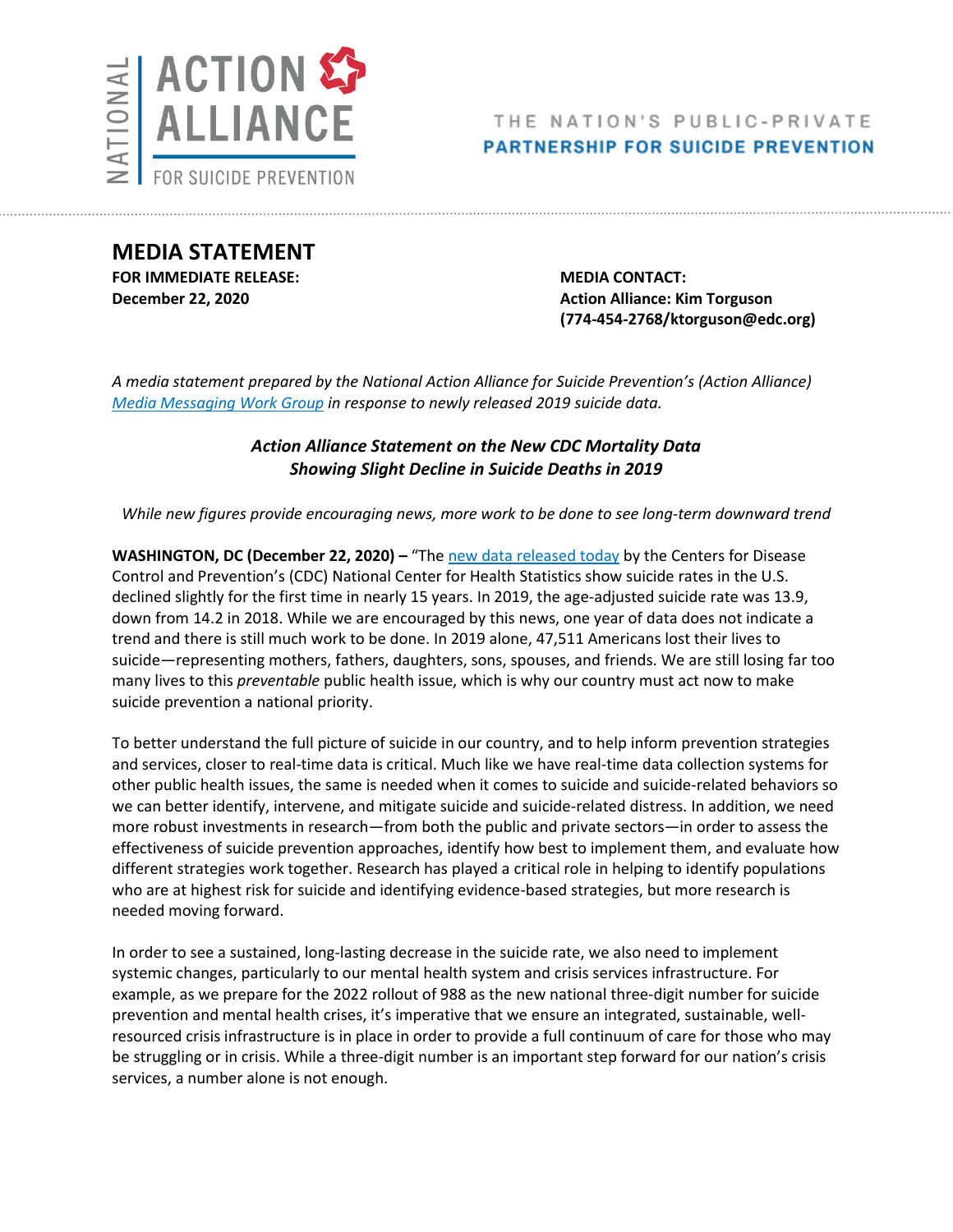NATIONAL ACTION ALLIANCE FOR SUICIDE PREVENTION

THE NATION'S PUBLIC-PRIVATE **PARTNERSHIP FOR SUICIDE PREVENTION**

# MEDIA STATEMENT

**FOR IMMEDIATE RELEASE:**
**December 22, 2020**

**MEDIA CONTACT:**
**Action Alliance: Kim Torguson**
**(774-454-2768/ktorguson@edc.org)**

*A media statement prepared by the National Action Alliance for Suicide Prevention's (Action Alliance) Media Messaging Work Group in response to newly released 2019 suicide data.*

## *Action Alliance Statement on the New CDC Mortality Data Showing Slight Decline in Suicide Deaths in 2019*

*While new figures provide encouraging news, more work to be done to see long-term downward trend*

**WASHINGTON, DC (December 22, 2020) –** "The new data released today by the Centers for Disease Control and Prevention's (CDC) National Center for Health Statistics show suicide rates in the U.S. declined slightly for the first time in nearly 15 years. In 2019, the age-adjusted suicide rate was 13.9, down from 14.2 in 2018. While we are encouraged by this news, one year of data does not indicate a trend and there is still much work to be done. In 2019 alone, 47,511 Americans lost their lives to suicide—representing mothers, fathers, daughters, sons, spouses, and friends. We are still losing far too many lives to this *preventable* public health issue, which is why our country must act now to make suicide prevention a national priority.

To better understand the full picture of suicide in our country, and to help inform prevention strategies and services, closer to real-time data is critical. Much like we have real-time data collection systems for other public health issues, the same is needed when it comes to suicide and suicide-related behaviors so we can better identify, intervene, and mitigate suicide and suicide-related distress. In addition, we need more robust investments in research—from both the public and private sectors—in order to assess the effectiveness of suicide prevention approaches, identify how best to implement them, and evaluate how different strategies work together. Research has played a critical role in helping to identify populations who are at highest risk for suicide and identifying evidence-based strategies, but more research is needed moving forward.

In order to see a sustained, long-lasting decrease in the suicide rate, we also need to implement systemic changes, particularly to our mental health system and crisis services infrastructure. For example, as we prepare for the 2022 rollout of 988 as the new national three-digit number for suicide prevention and mental health crises, it's imperative that we ensure an integrated, sustainable, well-resourced crisis infrastructure is in place in order to provide a full continuum of care for those who may be struggling or in crisis. While a three-digit number is an important step forward for our nation's crisis services, a number alone is not enough.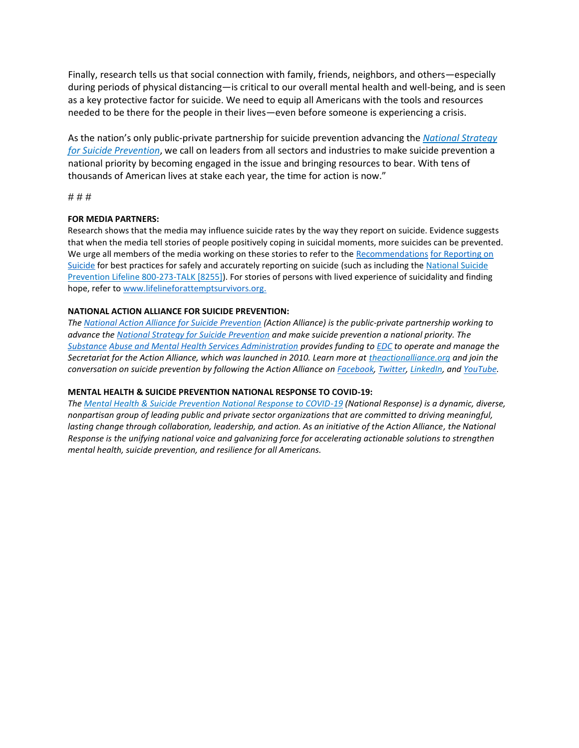Finally, research tells us that social connection with family, friends, neighbors, and others—especially during periods of physical distancing—is critical to our overall mental health and well-being, and is seen as a key protective factor for suicide. We need to equip all Americans with the tools and resources needed to be there for the people in their lives—even before someone is experiencing a crisis.

As the nation's only public-private partnership for suicide prevention advancing the *National Strategy for Suicide Prevention*, we call on leaders from all sectors and industries to make suicide prevention a national priority by becoming engaged in the issue and bringing resources to bear. With tens of thousands of American lives at stake each year, the time for action is now."

# # #

**FOR MEDIA PARTNERS:**

Research shows that the media may influence suicide rates by the way they report on suicide. Evidence suggests that when the media tell stories of people positively coping in suicidal moments, more suicides can be prevented. We urge all members of the media working on these stories to refer to the Recommendations for Reporting on Suicide for best practices for safely and accurately reporting on suicide (such as including the National Suicide Prevention Lifeline 800-273-TALK [8255]). For stories of persons with lived experience of suicidality and finding hope, refer to www.lifelineforattemptsurvivors.org.

**NATIONAL ACTION ALLIANCE FOR SUICIDE PREVENTION:**

*The National Action Alliance for Suicide Prevention (Action Alliance) is the public-private partnership working to advance the National Strategy for Suicide Prevention and make suicide prevention a national priority. The Substance Abuse and Mental Health Services Administration provides funding to EDC to operate and manage the Secretariat for the Action Alliance, which was launched in 2010. Learn more at theactionalliance.org and join the conversation on suicide prevention by following the Action Alliance on Facebook, Twitter, LinkedIn, and YouTube.*

**MENTAL HEALTH & SUICIDE PREVENTION NATIONAL RESPONSE TO COVID-19:**

*The Mental Health & Suicide Prevention National Response to COVID-19 (National Response) is a dynamic, diverse, nonpartisan group of leading public and private sector organizations that are committed to driving meaningful, lasting change through collaboration, leadership, and action. As an initiative of the Action Alliance, the National Response is the unifying national voice and galvanizing force for accelerating actionable solutions to strengthen mental health, suicide prevention, and resilience for all Americans.*